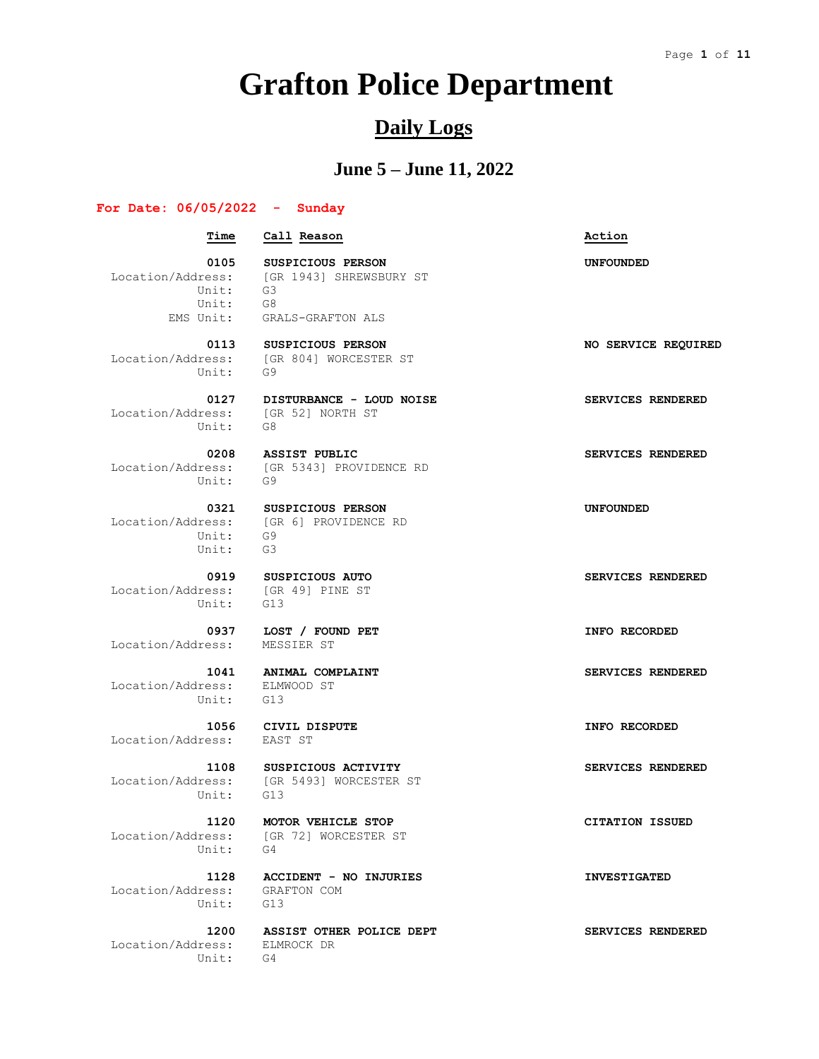# Grafton Police Department

## Daily Logs

### June 5 – June 11, 2022

**For Date: 06/05/2022 - Sunday**

| Time | Call Reason | Action |
|---|---|---|
| **0105** | **SUSPICIOUS PERSON** | **UNFOUNDED** |
| Location/Address: | [GR 1943] SHREWSBURY ST | |
| Unit: | G3 | |
| Unit: | G8 | |
| EMS Unit: | GRALS-GRAFTON ALS | |
| **0113** | **SUSPICIOUS PERSON** | **NO SERVICE REQUIRED** |
| Location/Address: | [GR 804] WORCESTER ST | |
| Unit: | G9 | |
| **0127** | **DISTURBANCE - LOUD NOISE** | **SERVICES RENDERED** |
| Location/Address: | [GR 52] NORTH ST | |
| Unit: | G8 | |
| **0208** | **ASSIST PUBLIC** | **SERVICES RENDERED** |
| Location/Address: | [GR 5343] PROVIDENCE RD | |
| Unit: | G9 | |
| **0321** | **SUSPICIOUS PERSON** | **UNFOUNDED** |
| Location/Address: | [GR 6] PROVIDENCE RD | |
| Unit: | G9 | |
| Unit: | G3 | |
| **0919** | **SUSPICIOUS AUTO** | **SERVICES RENDERED** |
| Location/Address: | [GR 49] PINE ST | |
| Unit: | G13 | |
| **0937** | **LOST / FOUND PET** | **INFO RECORDED** |
| Location/Address: | MESSIER ST | |
| **1041** | **ANIMAL COMPLAINT** | **SERVICES RENDERED** |
| Location/Address: | ELMWOOD ST | |
| Unit: | G13 | |
| **1056** | **CIVIL DISPUTE** | **INFO RECORDED** |
| Location/Address: | EAST ST | |
| **1108** | **SUSPICIOUS ACTIVITY** | **SERVICES RENDERED** |
| Location/Address: | [GR 5493] WORCESTER ST | |
| Unit: | G13 | |
| **1120** | **MOTOR VEHICLE STOP** | **CITATION ISSUED** |
| Location/Address: | [GR 72] WORCESTER ST | |
| Unit: | G4 | |
| **1128** | **ACCIDENT - NO INJURIES** | **INVESTIGATED** |
| Location/Address: | GRAFTON COM | |
| Unit: | G13 | |
| **1200** | **ASSIST OTHER POLICE DEPT** | **SERVICES RENDERED** |
| Location/Address: | ELMROCK DR | |
| Unit: | G4 | |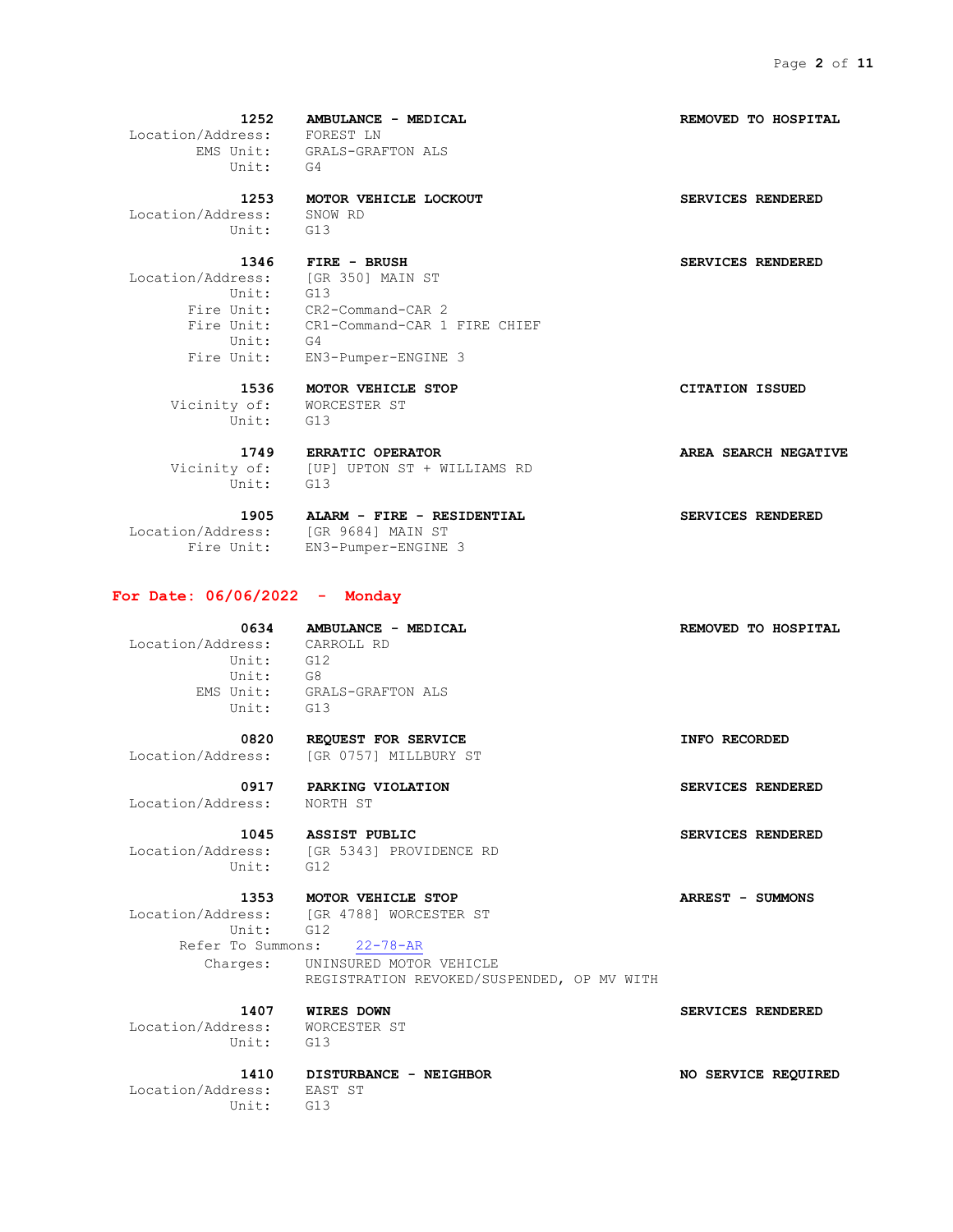**1252 AMBULANCE - MEDICAL** — **REMOVED TO HOSPITAL**
Location/Address: FOREST LN
EMS Unit: GRALS-GRAFTON ALS
Unit: G4

**1253 MOTOR VEHICLE LOCKOUT** — **SERVICES RENDERED**
Location/Address: SNOW RD
Unit: G13

**1346 FIRE - BRUSH** — **SERVICES RENDERED**
Location/Address: [GR 350] MAIN ST
Unit: G13
Fire Unit: CR2-Command-CAR 2
Fire Unit: CR1-Command-CAR 1 FIRE CHIEF
Unit: G4
Fire Unit: EN3-Pumper-ENGINE 3

**1536 MOTOR VEHICLE STOP** — **CITATION ISSUED**
Vicinity of: WORCESTER ST
Unit: G13

**1749 ERRATIC OPERATOR** — **AREA SEARCH NEGATIVE**
Vicinity of: [UP] UPTON ST + WILLIAMS RD
Unit: G13

**1905 ALARM - FIRE - RESIDENTIAL** — **SERVICES RENDERED**
Location/Address: [GR 9684] MAIN ST
Fire Unit: EN3-Pumper-ENGINE 3

## For Date: 06/06/2022 - Monday

**0634 AMBULANCE - MEDICAL** — **REMOVED TO HOSPITAL**
Location/Address: CARROLL RD
Unit: G12
Unit: G8
EMS Unit: GRALS-GRAFTON ALS
Unit: G13

**0820 REQUEST FOR SERVICE** — **INFO RECORDED**
Location/Address: [GR 0757] MILLBURY ST

**0917 PARKING VIOLATION** — **SERVICES RENDERED**
Location/Address: NORTH ST

**1045 ASSIST PUBLIC** — **SERVICES RENDERED**
Location/Address: [GR 5343] PROVIDENCE RD
Unit: G12

**1353 MOTOR VEHICLE STOP** — **ARREST - SUMMONS**
Location/Address: [GR 4788] WORCESTER ST
Unit: G12
Refer To Summons: 22-78-AR
Charges: UNINSURED MOTOR VEHICLE
REGISTRATION REVOKED/SUSPENDED, OP MV WITH

**1407 WIRES DOWN** — **SERVICES RENDERED**
Location/Address: WORCESTER ST
Unit: G13

**1410 DISTURBANCE - NEIGHBOR** — **NO SERVICE REQUIRED**
Location/Address: EAST ST
Unit: G13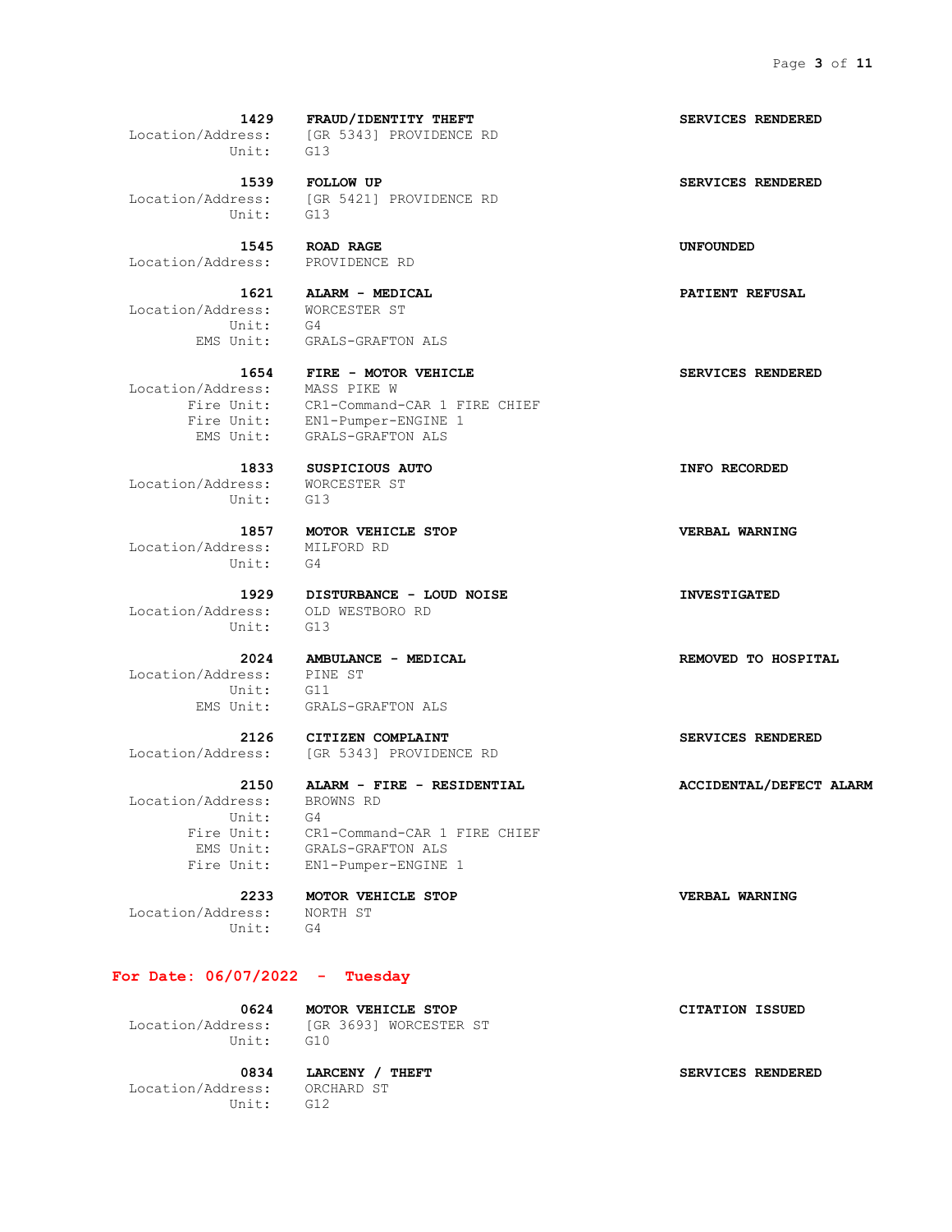**1429 FRAUD/IDENTITY THEFT** — **SERVICES RENDERED**
Location/Address: [GR 5343] PROVIDENCE RD
Unit: G13

**1539 FOLLOW UP** — **SERVICES RENDERED**
Location/Address: [GR 5421] PROVIDENCE RD
Unit: G13

**1545 ROAD RAGE** — **UNFOUNDED**
Location/Address: PROVIDENCE RD

**1621 ALARM - MEDICAL** — **PATIENT REFUSAL**
Location/Address: WORCESTER ST
Unit: G4
EMS Unit: GRALS-GRAFTON ALS

**1654 FIRE - MOTOR VEHICLE** — **SERVICES RENDERED**
Location/Address: MASS PIKE W
Fire Unit: CR1-Command-CAR 1 FIRE CHIEF
Fire Unit: EN1-Pumper-ENGINE 1
EMS Unit: GRALS-GRAFTON ALS

**1833 SUSPICIOUS AUTO** — **INFO RECORDED**
Location/Address: WORCESTER ST
Unit: G13

**1857 MOTOR VEHICLE STOP** — **VERBAL WARNING**
Location/Address: MILFORD RD
Unit: G4

**1929 DISTURBANCE - LOUD NOISE** — **INVESTIGATED**
Location/Address: OLD WESTBORO RD
Unit: G13

**2024 AMBULANCE - MEDICAL** — **REMOVED TO HOSPITAL**
Location/Address: PINE ST
Unit: G11
EMS Unit: GRALS-GRAFTON ALS

**2126 CITIZEN COMPLAINT** — **SERVICES RENDERED**
Location/Address: [GR 5343] PROVIDENCE RD

**2150 ALARM - FIRE - RESIDENTIAL** — **ACCIDENTAL/DEFECT ALARM**
Location/Address: BROWNS RD
Unit: G4
Fire Unit: CR1-Command-CAR 1 FIRE CHIEF
EMS Unit: GRALS-GRAFTON ALS
Fire Unit: EN1-Pumper-ENGINE 1

**2233 MOTOR VEHICLE STOP** — **VERBAL WARNING**
Location/Address: NORTH ST
Unit: G4

## For Date: 06/07/2022 - Tuesday

**0624 MOTOR VEHICLE STOP** — **CITATION ISSUED**
Location/Address: [GR 3693] WORCESTER ST
Unit: G10

**0834 LARCENY / THEFT** — **SERVICES RENDERED**
Location/Address: ORCHARD ST
Unit: G12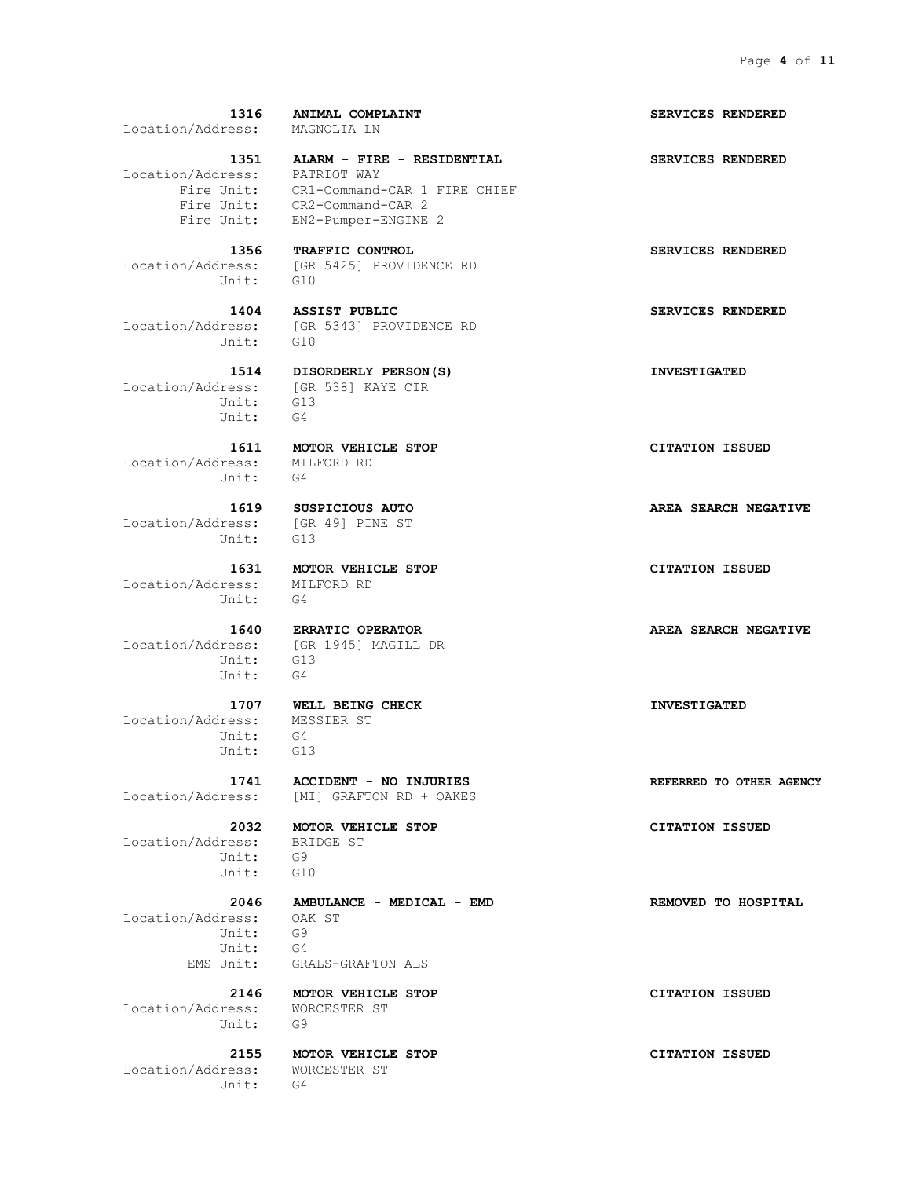**1316 ANIMAL COMPLAINT** **SERVICES RENDERED**
Location/Address: MAGNOLIA LN

**1351 ALARM - FIRE - RESIDENTIAL** **SERVICES RENDERED**
Location/Address: PATRIOT WAY
Fire Unit: CR1-Command-CAR 1 FIRE CHIEF
Fire Unit: CR2-Command-CAR 2
Fire Unit: EN2-Pumper-ENGINE 2

**1356 TRAFFIC CONTROL** **SERVICES RENDERED**
Location/Address: [GR 5425] PROVIDENCE RD
Unit: G10

**1404 ASSIST PUBLIC** **SERVICES RENDERED**
Location/Address: [GR 5343] PROVIDENCE RD
Unit: G10

**1514 DISORDERLY PERSON(S)** **INVESTIGATED**
Location/Address: [GR 538] KAYE CIR
Unit: G13
Unit: G4

**1611 MOTOR VEHICLE STOP** **CITATION ISSUED**
Location/Address: MILFORD RD
Unit: G4

**1619 SUSPICIOUS AUTO** **AREA SEARCH NEGATIVE**
Location/Address: [GR 49] PINE ST
Unit: G13

**1631 MOTOR VEHICLE STOP** **CITATION ISSUED**
Location/Address: MILFORD RD
Unit: G4

**1640 ERRATIC OPERATOR** **AREA SEARCH NEGATIVE**
Location/Address: [GR 1945] MAGILL DR
Unit: G13
Unit: G4

**1707 WELL BEING CHECK** **INVESTIGATED**
Location/Address: MESSIER ST
Unit: G4
Unit: G13

**1741 ACCIDENT - NO INJURIES** **REFERRED TO OTHER AGENCY**
Location/Address: [MI] GRAFTON RD + OAKES

**2032 MOTOR VEHICLE STOP** **CITATION ISSUED**
Location/Address: BRIDGE ST
Unit: G9
Unit: G10

**2046 AMBULANCE - MEDICAL - EMD** **REMOVED TO HOSPITAL**
Location/Address: OAK ST
Unit: G9
Unit: G4
EMS Unit: GRALS-GRAFTON ALS

**2146 MOTOR VEHICLE STOP** **CITATION ISSUED**
Location/Address: WORCESTER ST
Unit: G9

**2155 MOTOR VEHICLE STOP** **CITATION ISSUED**
Location/Address: WORCESTER ST
Unit: G4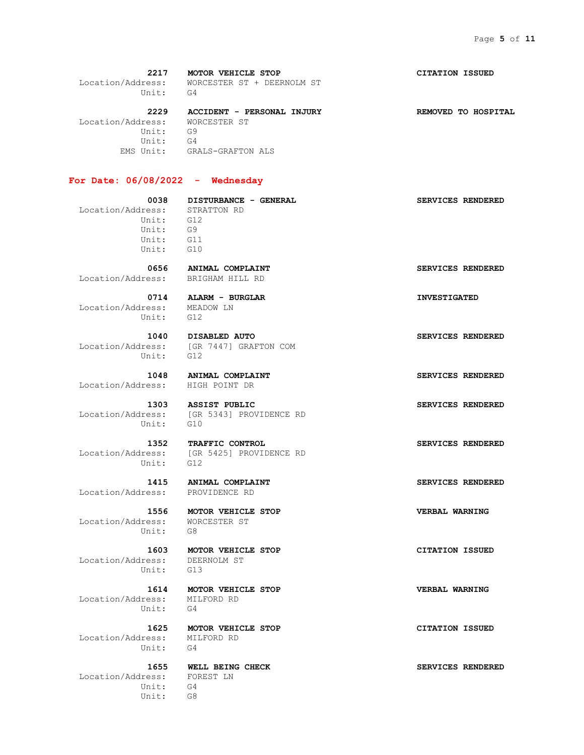**2217** **MOTOR VEHICLE STOP** **CITATION ISSUED**
Location/Address: WORCESTER ST + DEERNOLM ST
Unit: G4

**2229** **ACCIDENT - PERSONAL INJURY** **REMOVED TO HOSPITAL**
Location/Address: WORCESTER ST
Unit: G9
Unit: G4
EMS Unit: GRALS-GRAFTON ALS

## For Date: 06/08/2022 - Wednesday

**0038** **DISTURBANCE - GENERAL** **SERVICES RENDERED**
Location/Address: STRATTON RD
Unit: G12
Unit: G9
Unit: G11
Unit: G10

**0656** **ANIMAL COMPLAINT** **SERVICES RENDERED**
Location/Address: BRIGHAM HILL RD

**0714** **ALARM - BURGLAR** **INVESTIGATED**
Location/Address: MEADOW LN
Unit: G12

**1040** **DISABLED AUTO** **SERVICES RENDERED**
Location/Address: [GR 7447] GRAFTON COM
Unit: G12

**1048** **ANIMAL COMPLAINT** **SERVICES RENDERED**
Location/Address: HIGH POINT DR

**1303** **ASSIST PUBLIC** **SERVICES RENDERED**
Location/Address: [GR 5343] PROVIDENCE RD
Unit: G10

**1352** **TRAFFIC CONTROL** **SERVICES RENDERED**
Location/Address: [GR 5425] PROVIDENCE RD
Unit: G12

**1415** **ANIMAL COMPLAINT** **SERVICES RENDERED**
Location/Address: PROVIDENCE RD

**1556** **MOTOR VEHICLE STOP** **VERBAL WARNING**
Location/Address: WORCESTER ST
Unit: G8

**1603** **MOTOR VEHICLE STOP** **CITATION ISSUED**
Location/Address: DEERNOLM ST
Unit: G13

**1614** **MOTOR VEHICLE STOP** **VERBAL WARNING**
Location/Address: MILFORD RD
Unit: G4

**1625** **MOTOR VEHICLE STOP** **CITATION ISSUED**
Location/Address: MILFORD RD
Unit: G4

**1655** **WELL BEING CHECK** **SERVICES RENDERED**
Location/Address: FOREST LN
Unit: G4
Unit: G8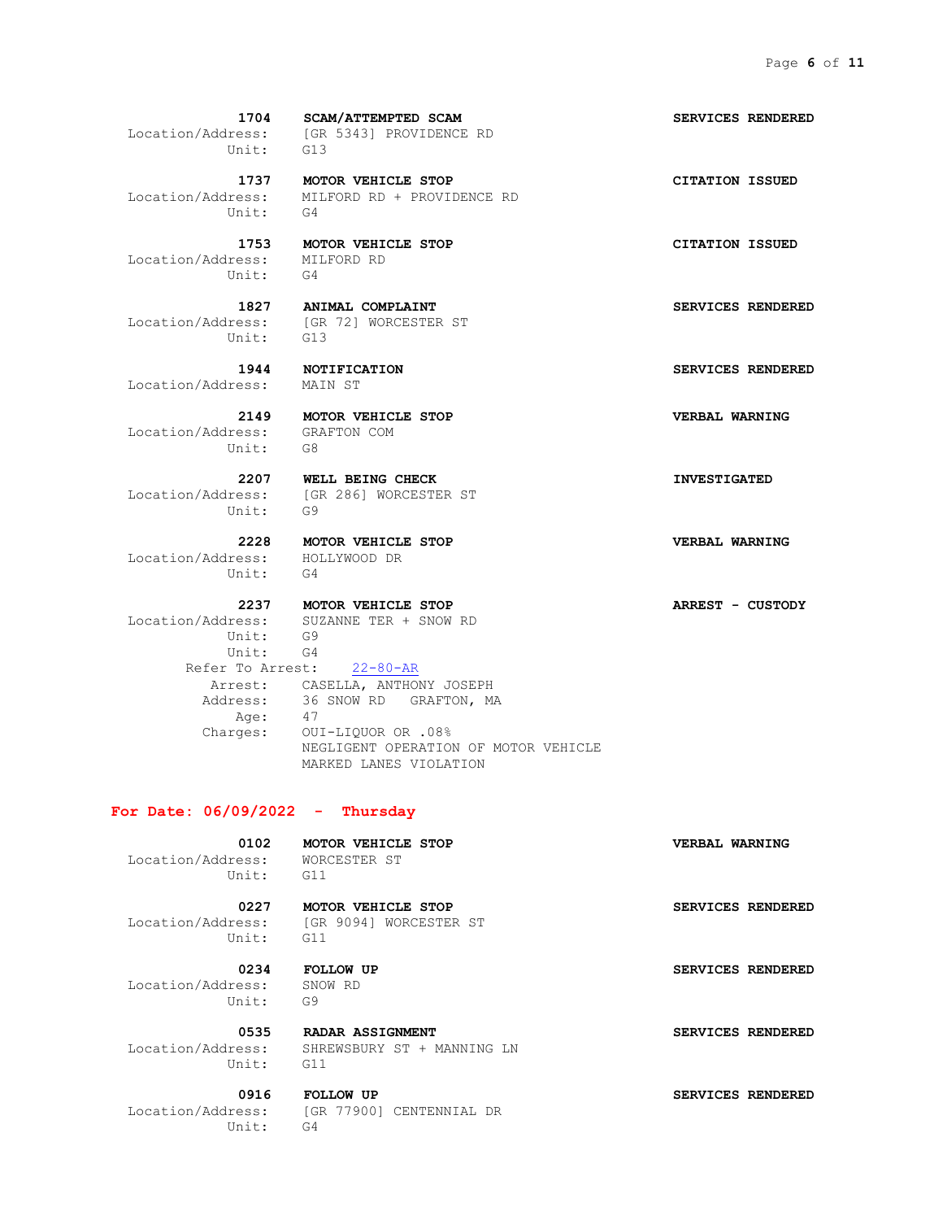**1704 SCAM/ATTEMPTED SCAM** — **SERVICES RENDERED**
Location/Address: [GR 5343] PROVIDENCE RD
Unit: G13

**1737 MOTOR VEHICLE STOP** — **CITATION ISSUED**
Location/Address: MILFORD RD + PROVIDENCE RD
Unit: G4

**1753 MOTOR VEHICLE STOP** — **CITATION ISSUED**
Location/Address: MILFORD RD
Unit: G4

**1827 ANIMAL COMPLAINT** — **SERVICES RENDERED**
Location/Address: [GR 72] WORCESTER ST
Unit: G13

**1944 NOTIFICATION** — **SERVICES RENDERED**
Location/Address: MAIN ST

**2149 MOTOR VEHICLE STOP** — **VERBAL WARNING**
Location/Address: GRAFTON COM
Unit: G8

**2207 WELL BEING CHECK** — **INVESTIGATED**
Location/Address: [GR 286] WORCESTER ST
Unit: G9

**2228 MOTOR VEHICLE STOP** — **VERBAL WARNING**
Location/Address: HOLLYWOOD DR
Unit: G4

**2237 MOTOR VEHICLE STOP** — **ARREST - CUSTODY**
Location/Address: SUZANNE TER + SNOW RD
Unit: G9
Unit: G4
Refer To Arrest: 22-80-AR
Arrest: CASELLA, ANTHONY JOSEPH
Address: 36 SNOW RD GRAFTON, MA
Age: 47
Charges: OUI-LIQUOR OR .08%
NEGLIGENT OPERATION OF MOTOR VEHICLE
MARKED LANES VIOLATION

## For Date: 06/09/2022 - Thursday

**0102 MOTOR VEHICLE STOP** — **VERBAL WARNING**
Location/Address: WORCESTER ST
Unit: G11

**0227 MOTOR VEHICLE STOP** — **SERVICES RENDERED**
Location/Address: [GR 9094] WORCESTER ST
Unit: G11

**0234 FOLLOW UP** — **SERVICES RENDERED**
Location/Address: SNOW RD
Unit: G9

**0535 RADAR ASSIGNMENT** — **SERVICES RENDERED**
Location/Address: SHREWSBURY ST + MANNING LN
Unit: G11

**0916 FOLLOW UP** — **SERVICES RENDERED**
Location/Address: [GR 77900] CENTENNIAL DR
Unit: G4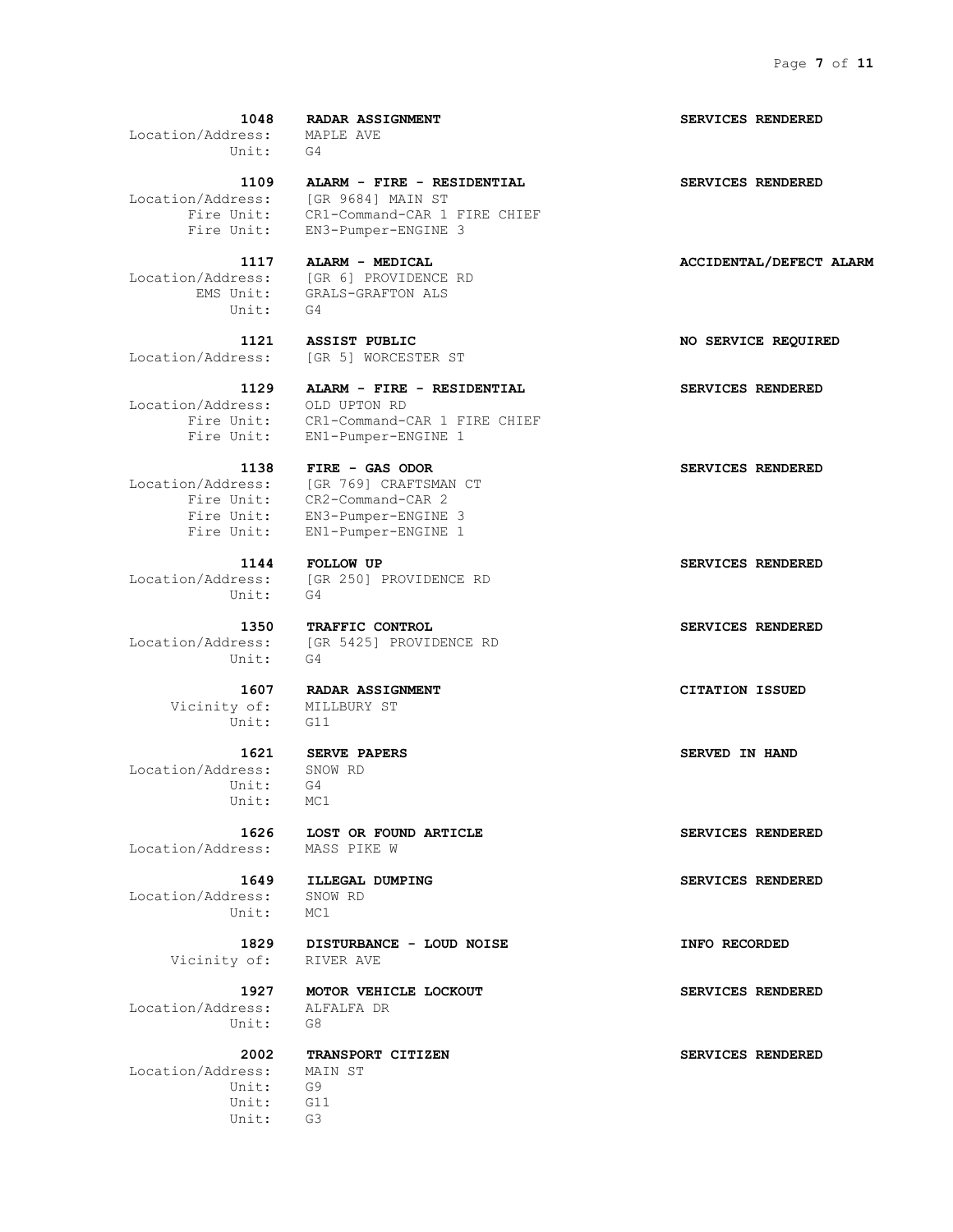**1048 RADAR ASSIGNMENT** — **SERVICES RENDERED**
Location/Address: MAPLE AVE
Unit: G4

**1109 ALARM - FIRE - RESIDENTIAL** — **SERVICES RENDERED**
Location/Address: [GR 9684] MAIN ST
Fire Unit: CR1-Command-CAR 1 FIRE CHIEF
Fire Unit: EN3-Pumper-ENGINE 3

**1117 ALARM - MEDICAL** — **ACCIDENTAL/DEFECT ALARM**
Location/Address: [GR 6] PROVIDENCE RD
EMS Unit: GRALS-GRAFTON ALS
Unit: G4

**1121 ASSIST PUBLIC** — **NO SERVICE REQUIRED**
Location/Address: [GR 5] WORCESTER ST

**1129 ALARM - FIRE - RESIDENTIAL** — **SERVICES RENDERED**
Location/Address: OLD UPTON RD
Fire Unit: CR1-Command-CAR 1 FIRE CHIEF
Fire Unit: EN1-Pumper-ENGINE 1

**1138 FIRE - GAS ODOR** — **SERVICES RENDERED**
Location/Address: [GR 769] CRAFTSMAN CT
Fire Unit: CR2-Command-CAR 2
Fire Unit: EN3-Pumper-ENGINE 3
Fire Unit: EN1-Pumper-ENGINE 1

**1144 FOLLOW UP** — **SERVICES RENDERED**
Location/Address: [GR 250] PROVIDENCE RD
Unit: G4

**1350 TRAFFIC CONTROL** — **SERVICES RENDERED**
Location/Address: [GR 5425] PROVIDENCE RD
Unit: G4

**1607 RADAR ASSIGNMENT** — **CITATION ISSUED**
Vicinity of: MILLBURY ST
Unit: G11

**1621 SERVE PAPERS** — **SERVED IN HAND**
Location/Address: SNOW RD
Unit: G4
Unit: MC1

**1626 LOST OR FOUND ARTICLE** — **SERVICES RENDERED**
Location/Address: MASS PIKE W

**1649 ILLEGAL DUMPING** — **SERVICES RENDERED**
Location/Address: SNOW RD
Unit: MC1

**1829 DISTURBANCE - LOUD NOISE** — **INFO RECORDED**
Vicinity of: RIVER AVE

**1927 MOTOR VEHICLE LOCKOUT** — **SERVICES RENDERED**
Location/Address: ALFALFA DR
Unit: G8

**2002 TRANSPORT CITIZEN** — **SERVICES RENDERED**
Location/Address: MAIN ST
Unit: G9
Unit: G11
Unit: G3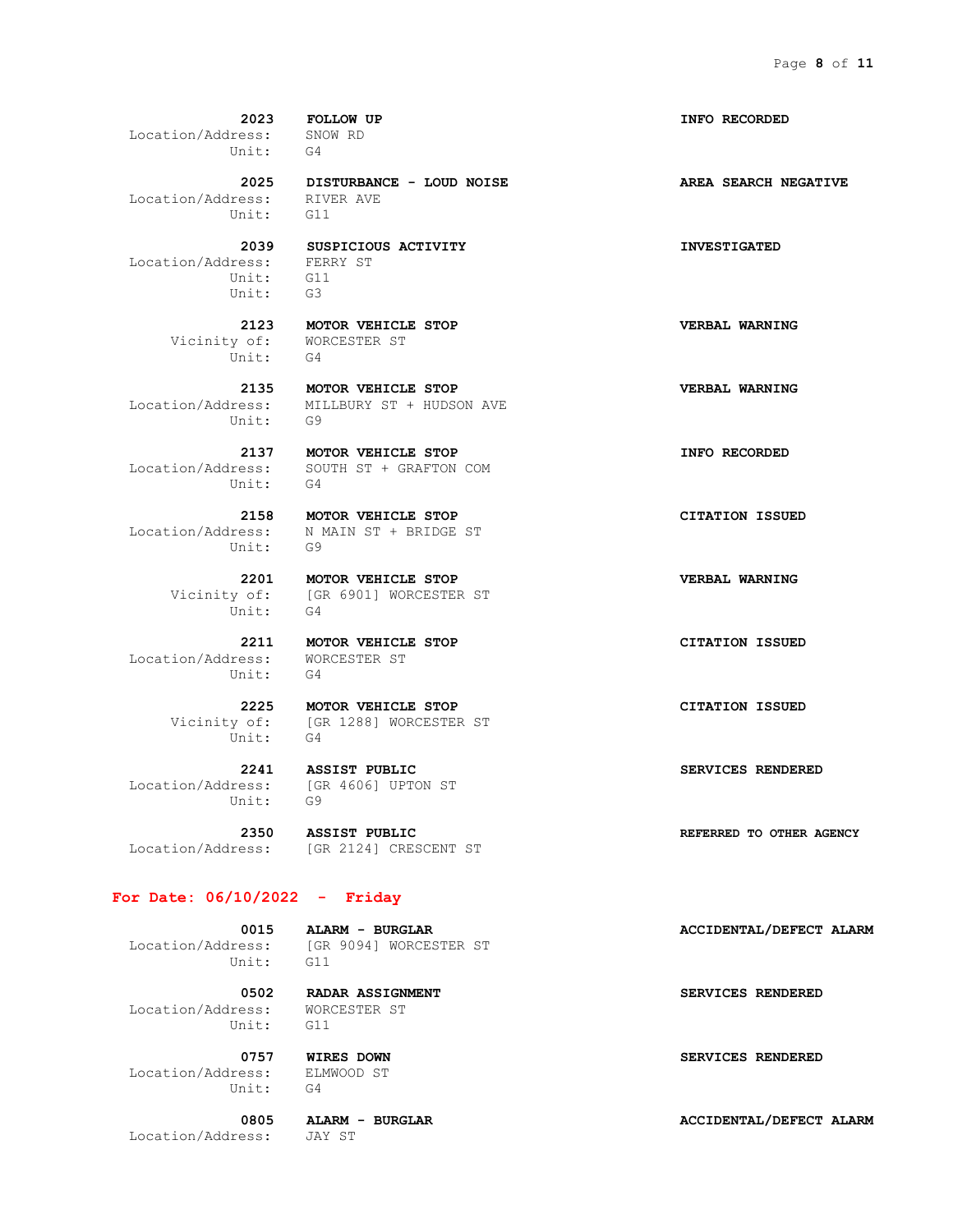**2023** **FOLLOW UP** **INFO RECORDED**
Location/Address: SNOW RD
Unit: G4

**2025** **DISTURBANCE - LOUD NOISE** **AREA SEARCH NEGATIVE**
Location/Address: RIVER AVE
Unit: G11

**2039** **SUSPICIOUS ACTIVITY** **INVESTIGATED**
Location/Address: FERRY ST
Unit: G11
Unit: G3

**2123** **MOTOR VEHICLE STOP** **VERBAL WARNING**
Vicinity of: WORCESTER ST
Unit: G4

**2135** **MOTOR VEHICLE STOP** **VERBAL WARNING**
Location/Address: MILLBURY ST + HUDSON AVE
Unit: G9

**2137** **MOTOR VEHICLE STOP** **INFO RECORDED**
Location/Address: SOUTH ST + GRAFTON COM
Unit: G4

**2158** **MOTOR VEHICLE STOP** **CITATION ISSUED**
Location/Address: N MAIN ST + BRIDGE ST
Unit: G9

**2201** **MOTOR VEHICLE STOP** **VERBAL WARNING**
Vicinity of: [GR 6901] WORCESTER ST
Unit: G4

**2211** **MOTOR VEHICLE STOP** **CITATION ISSUED**
Location/Address: WORCESTER ST
Unit: G4

**2225** **MOTOR VEHICLE STOP** **CITATION ISSUED**
Vicinity of: [GR 1288] WORCESTER ST
Unit: G4

**2241** **ASSIST PUBLIC** **SERVICES RENDERED**
Location/Address: [GR 4606] UPTON ST
Unit: G9

**2350** **ASSIST PUBLIC** **REFERRED TO OTHER AGENCY**
Location/Address: [GR 2124] CRESCENT ST

## For Date: 06/10/2022 - Friday

**0015** **ALARM - BURGLAR** **ACCIDENTAL/DEFECT ALARM**
Location/Address: [GR 9094] WORCESTER ST
Unit: G11

**0502** **RADAR ASSIGNMENT** **SERVICES RENDERED**
Location/Address: WORCESTER ST
Unit: G11

**0757** **WIRES DOWN** **SERVICES RENDERED**
Location/Address: ELMWOOD ST
Unit: G4

**0805** **ALARM - BURGLAR** **ACCIDENTAL/DEFECT ALARM**
Location/Address: JAY ST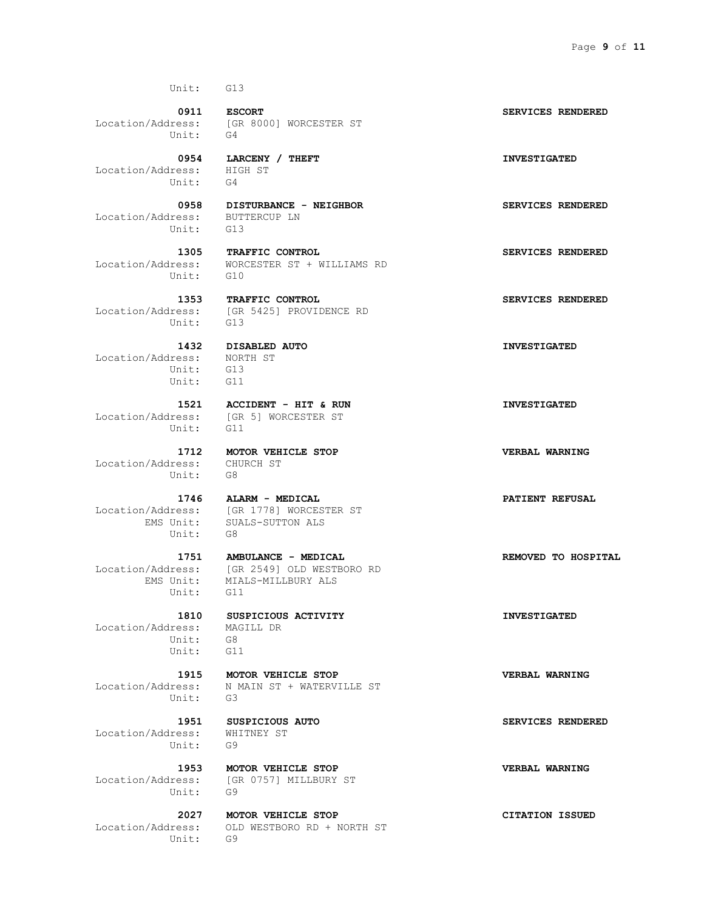Unit: G13

**0911 ESCORT** — **SERVICES RENDERED**
Location/Address: [GR 8000] WORCESTER ST
Unit: G4

**0954 LARCENY / THEFT** — **INVESTIGATED**
Location/Address: HIGH ST
Unit: G4

**0958 DISTURBANCE - NEIGHBOR** — **SERVICES RENDERED**
Location/Address: BUTTERCUP LN
Unit: G13

**1305 TRAFFIC CONTROL** — **SERVICES RENDERED**
Location/Address: WORCESTER ST + WILLIAMS RD
Unit: G10

**1353 TRAFFIC CONTROL** — **SERVICES RENDERED**
Location/Address: [GR 5425] PROVIDENCE RD
Unit: G13

**1432 DISABLED AUTO** — **INVESTIGATED**
Location/Address: NORTH ST
Unit: G13
Unit: G11

**1521 ACCIDENT - HIT & RUN** — **INVESTIGATED**
Location/Address: [GR 5] WORCESTER ST
Unit: G11

**1712 MOTOR VEHICLE STOP** — **VERBAL WARNING**
Location/Address: CHURCH ST
Unit: G8

**1746 ALARM - MEDICAL** — **PATIENT REFUSAL**
Location/Address: [GR 1778] WORCESTER ST
EMS Unit: SUALS-SUTTON ALS
Unit: G8

**1751 AMBULANCE - MEDICAL** — **REMOVED TO HOSPITAL**
Location/Address: [GR 2549] OLD WESTBORO RD
EMS Unit: MIALS-MILLBURY ALS
Unit: G11

**1810 SUSPICIOUS ACTIVITY** — **INVESTIGATED**
Location/Address: MAGILL DR
Unit: G8
Unit: G11

**1915 MOTOR VEHICLE STOP** — **VERBAL WARNING**
Location/Address: N MAIN ST + WATERVILLE ST
Unit: G3

**1951 SUSPICIOUS AUTO** — **SERVICES RENDERED**
Location/Address: WHITNEY ST
Unit: G9

**1953 MOTOR VEHICLE STOP** — **VERBAL WARNING**
Location/Address: [GR 0757] MILLBURY ST
Unit: G9

**2027 MOTOR VEHICLE STOP** — **CITATION ISSUED**
Location/Address: OLD WESTBORO RD + NORTH ST
Unit: G9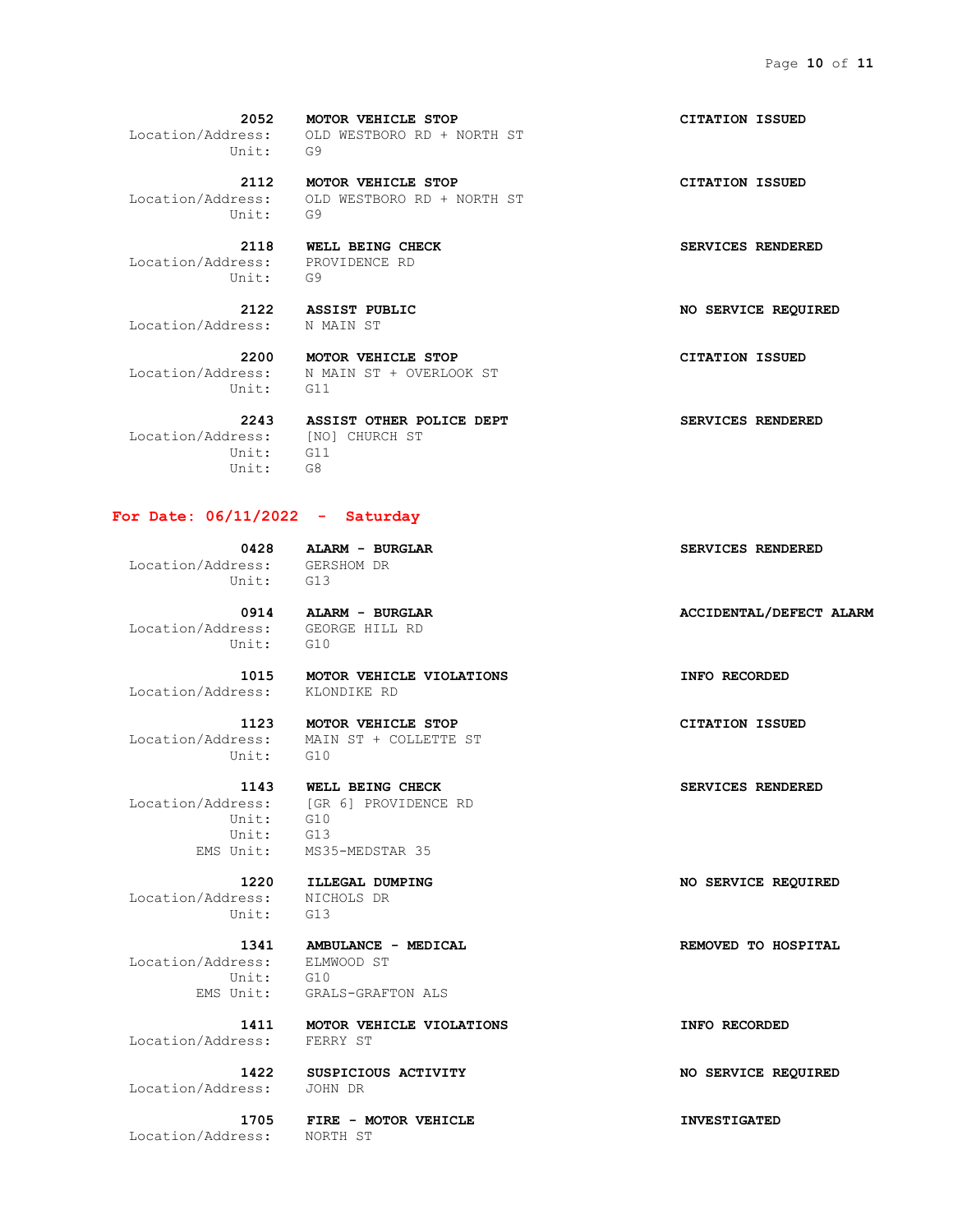**2052 MOTOR VEHICLE STOP** — **CITATION ISSUED**
Location/Address: OLD WESTBORO RD + NORTH ST
Unit: G9

**2112 MOTOR VEHICLE STOP** — **CITATION ISSUED**
Location/Address: OLD WESTBORO RD + NORTH ST
Unit: G9

**2118 WELL BEING CHECK** — **SERVICES RENDERED**
Location/Address: PROVIDENCE RD
Unit: G9

**2122 ASSIST PUBLIC** — **NO SERVICE REQUIRED**
Location/Address: N MAIN ST

**2200 MOTOR VEHICLE STOP** — **CITATION ISSUED**
Location/Address: N MAIN ST + OVERLOOK ST
Unit: G11

**2243 ASSIST OTHER POLICE DEPT** — **SERVICES RENDERED**
Location/Address: [NO] CHURCH ST
Unit: G11
Unit: G8

## For Date: 06/11/2022 - Saturday

**0428 ALARM - BURGLAR** — **SERVICES RENDERED**
Location/Address: GERSHOM DR
Unit: G13

**0914 ALARM - BURGLAR** — **ACCIDENTAL/DEFECT ALARM**
Location/Address: GEORGE HILL RD
Unit: G10

**1015 MOTOR VEHICLE VIOLATIONS** — **INFO RECORDED**
Location/Address: KLONDIKE RD

**1123 MOTOR VEHICLE STOP** — **CITATION ISSUED**
Location/Address: MAIN ST + COLLETTE ST
Unit: G10

**1143 WELL BEING CHECK** — **SERVICES RENDERED**
Location/Address: [GR 6] PROVIDENCE RD
Unit: G10
Unit: G13
EMS Unit: MS35-MEDSTAR 35

**1220 ILLEGAL DUMPING** — **NO SERVICE REQUIRED**
Location/Address: NICHOLS DR
Unit: G13

**1341 AMBULANCE - MEDICAL** — **REMOVED TO HOSPITAL**
Location/Address: ELMWOOD ST
Unit: G10
EMS Unit: GRALS-GRAFTON ALS

**1411 MOTOR VEHICLE VIOLATIONS** — **INFO RECORDED**
Location/Address: FERRY ST

**1422 SUSPICIOUS ACTIVITY** — **NO SERVICE REQUIRED**
Location/Address: JOHN DR

**1705 FIRE - MOTOR VEHICLE** — **INVESTIGATED**
Location/Address: NORTH ST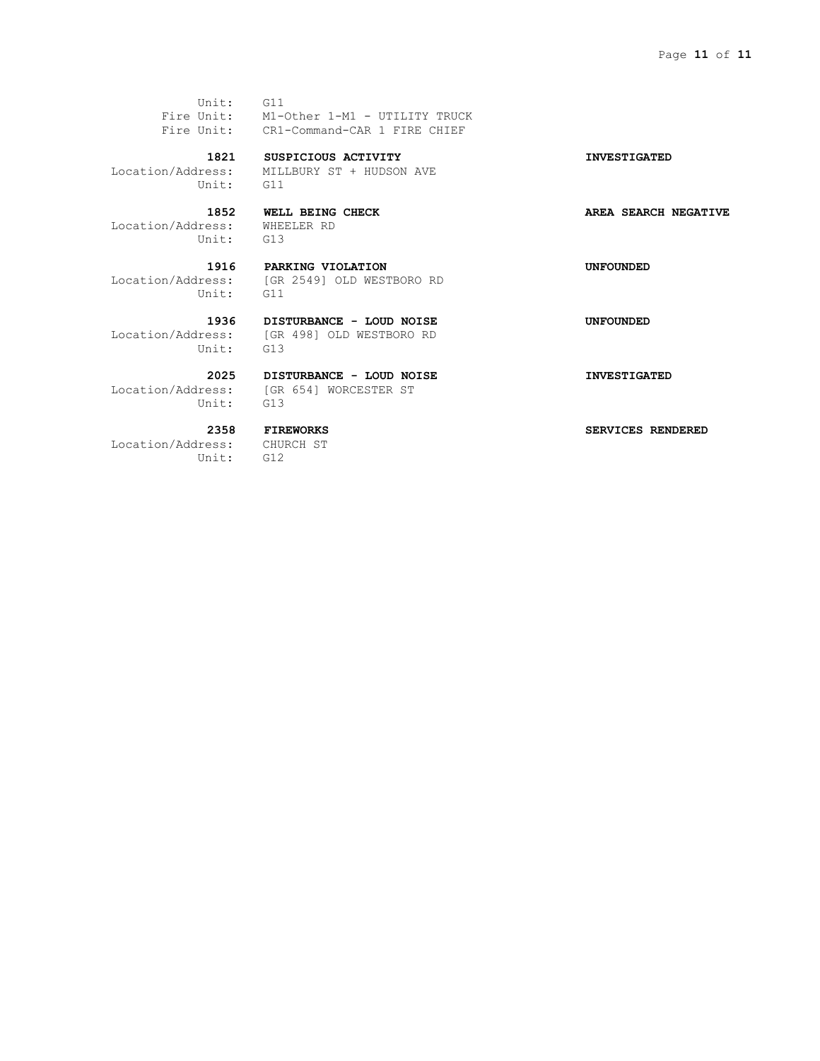Unit: G11
Fire Unit: M1-Other 1-M1 - UTILITY TRUCK
Fire Unit: CR1-Command-CAR 1 FIRE CHIEF

**1821 SUSPICIOUS ACTIVITY** **INVESTIGATED**
Location/Address: MILLBURY ST + HUDSON AVE
Unit: G11

**1852 WELL BEING CHECK** **AREA SEARCH NEGATIVE**
Location/Address: WHEELER RD
Unit: G13

**1916 PARKING VIOLATION** **UNFOUNDED**
Location/Address: [GR 2549] OLD WESTBORO RD
Unit: G11

**1936 DISTURBANCE - LOUD NOISE** **UNFOUNDED**
Location/Address: [GR 498] OLD WESTBORO RD
Unit: G13

**2025 DISTURBANCE - LOUD NOISE** **INVESTIGATED**
Location/Address: [GR 654] WORCESTER ST
Unit: G13

**2358 FIREWORKS** **SERVICES RENDERED**
Location/Address: CHURCH ST
Unit: G12